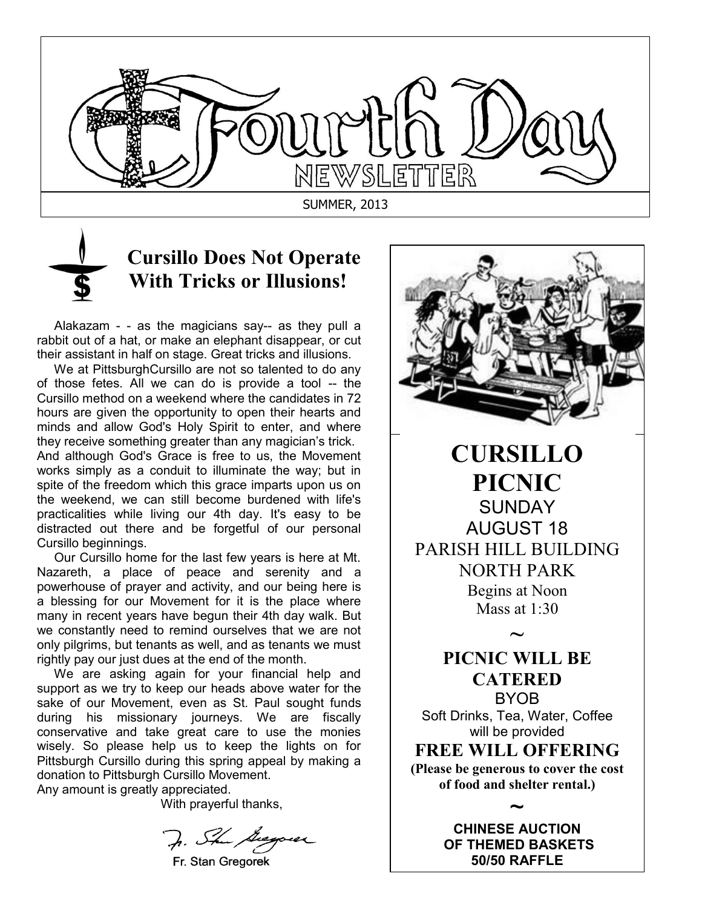# Fourth Day Newsletter

SUMMER, 2013

## Cursillo Does Not Operate With Tricks or Illusions!

Alakazam - - as the magicians say-- as they pull a rabbit out of a hat, or make an elephant disappear, or cut their assistant in half on stage. Great tricks and illusions.

We at PittsburghCursillo are not so talented to do any of those fetes. All we can do is provide a tool -- the Cursillo method on a weekend where the candidates in 72 hours are given the opportunity to open their hearts and minds and allow God's Holy Spirit to enter, and where they receive something greater than any magician's trick. And although God's Grace is free to us, the Movement works simply as a conduit to illuminate the way; but in spite of the freedom which this grace imparts upon us on the weekend, we can still become burdened with life's practicalities while living our 4th day. It's easy to be distracted out there and be forgetful of our personal Cursillo beginnings.

Our Cursillo home for the last few years is here at Mt. Nazareth, a place of peace and serenity and a powerhouse of prayer and activity, and our being here is a blessing for our Movement for it is the place where many in recent years have begun their 4th day walk. But we constantly need to remind ourselves that we are not only pilgrims, but tenants as well, and as tenants we must rightly pay our just dues at the end of the month.

We are asking again for your financial help and support as we try to keep our heads above water for the sake of our Movement, even as St. Paul sought funds during his missionary journeys. We are fiscally conservative and take great care to use the monies wisely. So please help us to keep the lights on for Pittsburgh Cursillo during this spring appeal by making a donation to Pittsburgh Cursillo Movement.
Any amount is greatly appreciated.

With prayerful thanks,

Fr. Stan Gregorek

---

# CURSILLO PICNIC

SUNDAY
AUGUST 18
PARISH HILL BUILDING
NORTH PARK
Begins at Noon
Mass at 1:30

~

**PICNIC WILL BE CATERED**

BYOB
Soft Drinks, Tea, Water, Coffee will be provided

**FREE WILL OFFERING**

**(Please be generous to cover the cost of food and shelter rental.)**

~

**CHINESE AUCTION OF THEMED BASKETS**
**50/50 RAFFLE**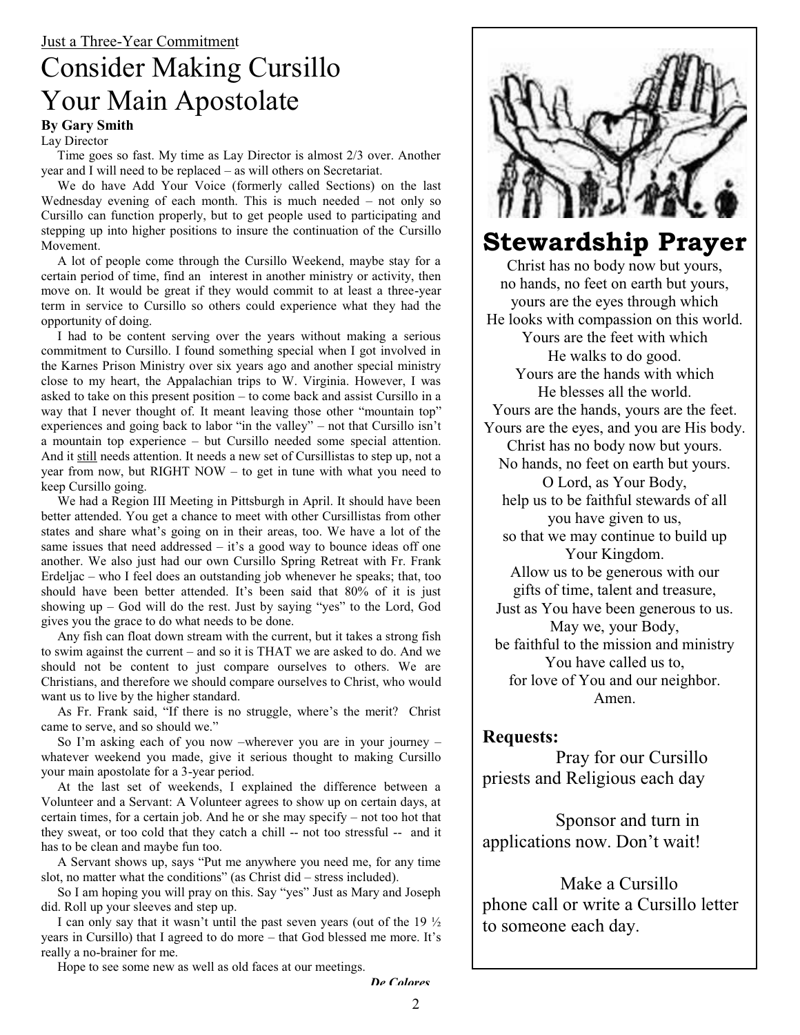Just a Three-Year Commitment

# Consider Making Cursillo Your Main Apostolate

**By Gary Smith**

Lay Director

Time goes so fast. My time as Lay Director is almost 2/3 over. Another year and I will need to be replaced – as will others on Secretariat.

We do have Add Your Voice (formerly called Sections) on the last Wednesday evening of each month. This is much needed – not only so Cursillo can function properly, but to get people used to participating and stepping up into higher positions to insure the continuation of the Cursillo Movement.

A lot of people come through the Cursillo Weekend, maybe stay for a certain period of time, find an interest in another ministry or activity, then move on. It would be great if they would commit to at least a three-year term in service to Cursillo so others could experience what they had the opportunity of doing.

I had to be content serving over the years without making a serious commitment to Cursillo. I found something special when I got involved in the Karnes Prison Ministry over six years ago and another special ministry close to my heart, the Appalachian trips to W. Virginia. However, I was asked to take on this present position – to come back and assist Cursillo in a way that I never thought of. It meant leaving those other "mountain top" experiences and going back to labor "in the valley" – not that Cursillo isn't a mountain top experience – but Cursillo needed some special attention. And it still needs attention. It needs a new set of Cursillistas to step up, not a year from now, but RIGHT NOW – to get in tune with what you need to keep Cursillo going.

We had a Region III Meeting in Pittsburgh in April. It should have been better attended. You get a chance to meet with other Cursillistas from other states and share what's going on in their areas, too. We have a lot of the same issues that need addressed – it's a good way to bounce ideas off one another. We also just had our own Cursillo Spring Retreat with Fr. Frank Erdeljac – who I feel does an outstanding job whenever he speaks; that, too should have been better attended. It's been said that 80% of it is just showing up – God will do the rest. Just by saying "yes" to the Lord, God gives you the grace to do what needs to be done.

Any fish can float down stream with the current, but it takes a strong fish to swim against the current – and so it is THAT we are asked to do. And we should not be content to just compare ourselves to others. We are Christians, and therefore we should compare ourselves to Christ, who would want us to live by the higher standard.

As Fr. Frank said, "If there is no struggle, where's the merit? Christ came to serve, and so should we."

So I'm asking each of you now –wherever you are in your journey – whatever weekend you made, give it serious thought to making Cursillo your main apostolate for a 3-year period.

At the last set of weekends, I explained the difference between a Volunteer and a Servant: A Volunteer agrees to show up on certain days, at certain times, for a certain job. And he or she may specify – not too hot that they sweat, or too cold that they catch a chill -- not too stressful -- and it has to be clean and maybe fun too.

A Servant shows up, says "Put me anywhere you need me, for any time slot, no matter what the conditions" (as Christ did – stress included).

So I am hoping you will pray on this. Say "yes" Just as Mary and Joseph did. Roll up your sleeves and step up.

I can only say that it wasn't until the past seven years (out of the 19 ½ years in Cursillo) that I agreed to do more – that God blessed me more. It's really a no-brainer for me.

Hope to see some new as well as old faces at our meetings.

***De Colores***

## Stewardship Prayer

Christ has no body now but yours,
no hands, no feet on earth but yours,
yours are the eyes through which
He looks with compassion on this world.
Yours are the feet with which
He walks to do good.
Yours are the hands with which
He blesses all the world.
Yours are the hands, yours are the feet.
Yours are the eyes, and you are His body.
Christ has no body now but yours.
No hands, no feet on earth but yours.
O Lord, as Your Body,
help us to be faithful stewards of all
you have given to us,
so that we may continue to build up
Your Kingdom.
Allow us to be generous with our
gifts of time, talent and treasure,
Just as You have been generous to us.
May we, your Body,
be faithful to the mission and ministry
You have called us to,
for love of You and our neighbor.
Amen.

**Requests:**

Pray for our Cursillo priests and Religious each day

Sponsor and turn in applications now. Don't wait!

Make a Cursillo phone call or write a Cursillo letter to someone each day.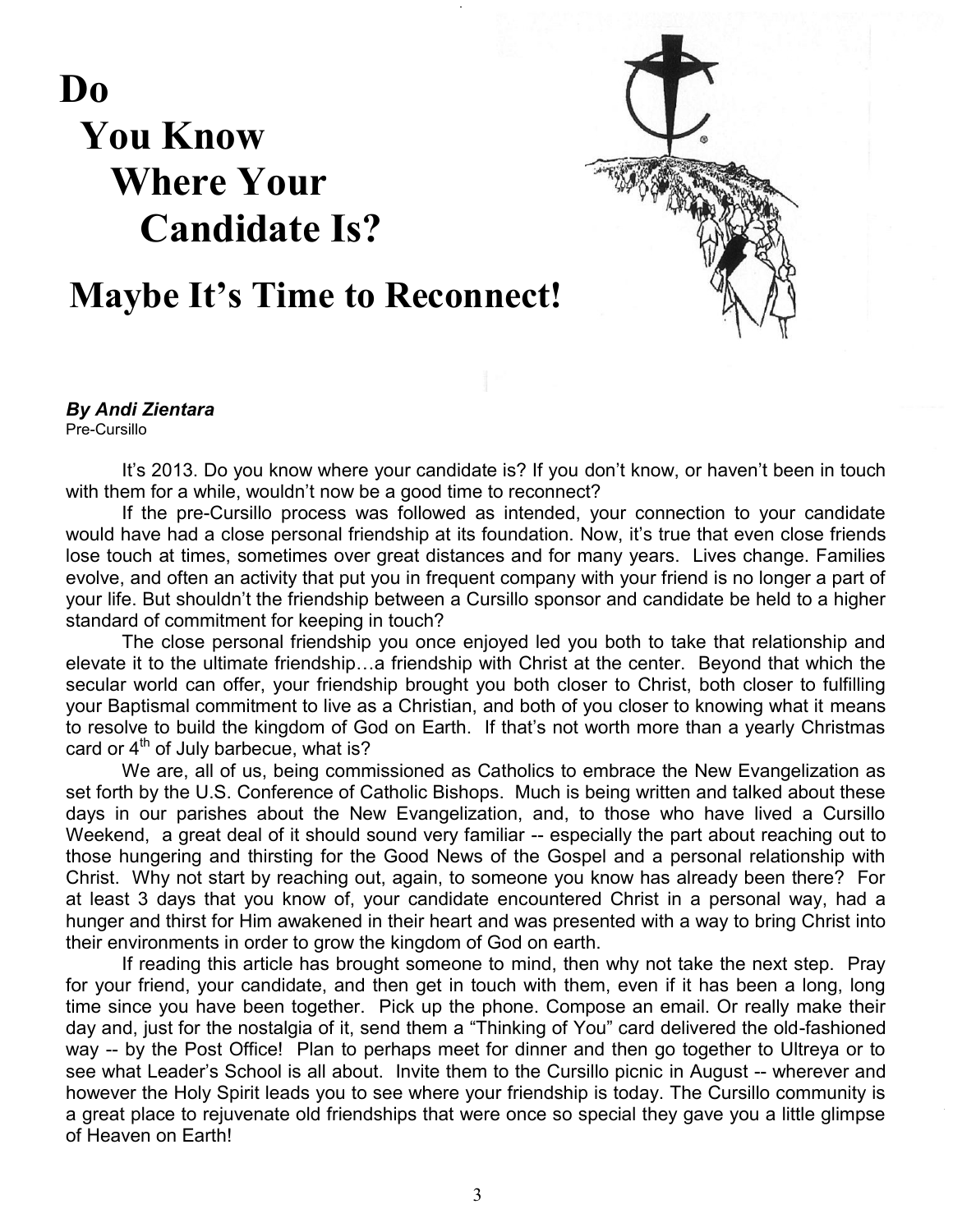# Do You Know Where Your Candidate Is?

## Maybe It's Time to Reconnect!

***By Andi Zientara***
Pre-Cursillo

It's 2013. Do you know where your candidate is? If you don't know, or haven't been in touch with them for a while, wouldn't now be a good time to reconnect?

If the pre-Cursillo process was followed as intended, your connection to your candidate would have had a close personal friendship at its foundation. Now, it's true that even close friends lose touch at times, sometimes over great distances and for many years. Lives change. Families evolve, and often an activity that put you in frequent company with your friend is no longer a part of your life. But shouldn't the friendship between a Cursillo sponsor and candidate be held to a higher standard of commitment for keeping in touch?

The close personal friendship you once enjoyed led you both to take that relationship and elevate it to the ultimate friendship…a friendship with Christ at the center. Beyond that which the secular world can offer, your friendship brought you both closer to Christ, both closer to fulfilling your Baptismal commitment to live as a Christian, and both of you closer to knowing what it means to resolve to build the kingdom of God on Earth. If that's not worth more than a yearly Christmas card or 4th of July barbecue, what is?

We are, all of us, being commissioned as Catholics to embrace the New Evangelization as set forth by the U.S. Conference of Catholic Bishops. Much is being written and talked about these days in our parishes about the New Evangelization, and, to those who have lived a Cursillo Weekend, a great deal of it should sound very familiar -- especially the part about reaching out to those hungering and thirsting for the Good News of the Gospel and a personal relationship with Christ. Why not start by reaching out, again, to someone you know has already been there? For at least 3 days that you know of, your candidate encountered Christ in a personal way, had a hunger and thirst for Him awakened in their heart and was presented with a way to bring Christ into their environments in order to grow the kingdom of God on earth.

If reading this article has brought someone to mind, then why not take the next step. Pray for your friend, your candidate, and then get in touch with them, even if it has been a long, long time since you have been together. Pick up the phone. Compose an email. Or really make their day and, just for the nostalgia of it, send them a "Thinking of You" card delivered the old-fashioned way -- by the Post Office! Plan to perhaps meet for dinner and then go together to Ultreya or to see what Leader's School is all about. Invite them to the Cursillo picnic in August -- wherever and however the Holy Spirit leads you to see where your friendship is today. The Cursillo community is a great place to rejuvenate old friendships that were once so special they gave you a little glimpse of Heaven on Earth!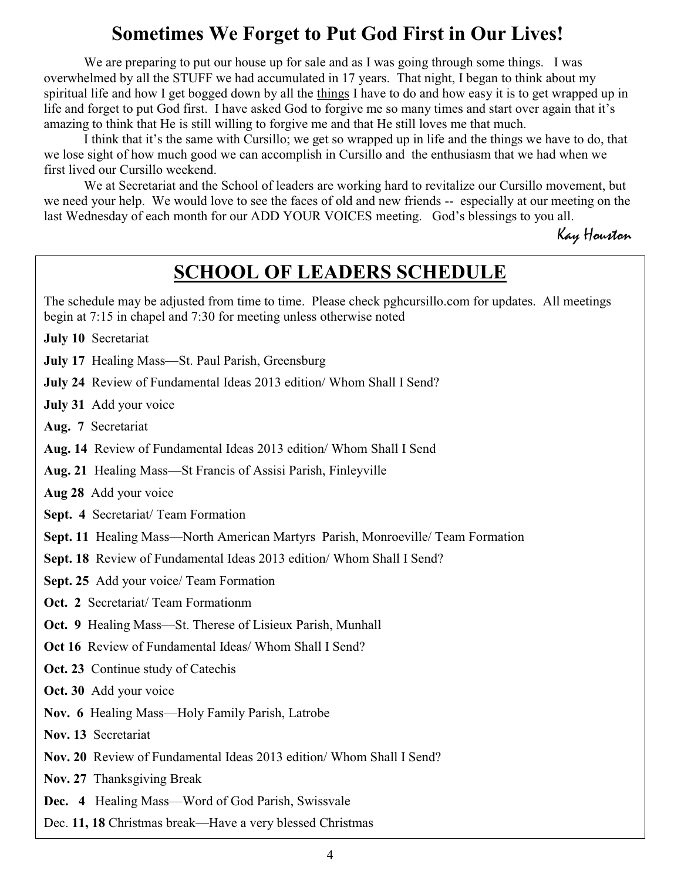# Sometimes We Forget to Put God First in Our Lives!

We are preparing to put our house up for sale and as I was going through some things. I was overwhelmed by all the STUFF we had accumulated in 17 years. That night, I began to think about my spiritual life and how I get bogged down by all the <u>things</u> I have to do and how easy it is to get wrapped up in life and forget to put God first. I have asked God to forgive me so many times and start over again that it's amazing to think that He is still willing to forgive me and that He still loves me that much.

I think that it's the same with Cursillo; we get so wrapped up in life and the things we have to do, that we lose sight of how much good we can accomplish in Cursillo and the enthusiasm that we had when we first lived our Cursillo weekend.

We at Secretariat and the School of leaders are working hard to revitalize our Cursillo movement, but we need your help. We would love to see the faces of old and new friends -- especially at our meeting on the last Wednesday of each month for our ADD YOUR VOICES meeting. God's blessings to you all.

*Kay Houston*

## <u>SCHOOL OF LEADERS SCHEDULE</u>

The schedule may be adjusted from time to time. Please check pghcursillo.com for updates. All meetings begin at 7:15 in chapel and 7:30 for meeting unless otherwise noted

**July 10** Secretariat

**July 17** Healing Mass—St. Paul Parish, Greensburg

**July 24** Review of Fundamental Ideas 2013 edition/ Whom Shall I Send?

**July 31** Add your voice

**Aug. 7** Secretariat

**Aug. 14** Review of Fundamental Ideas 2013 edition/ Whom Shall I Send

**Aug. 21** Healing Mass—St Francis of Assisi Parish, Finleyville

**Aug 28** Add your voice

**Sept. 4** Secretariat/ Team Formation

**Sept. 11** Healing Mass—North American Martyrs Parish, Monroeville/ Team Formation

**Sept. 18** Review of Fundamental Ideas 2013 edition/ Whom Shall I Send?

**Sept. 25** Add your voice/ Team Formation

**Oct. 2** Secretariat/ Team Formationm

**Oct. 9** Healing Mass—St. Therese of Lisieux Parish, Munhall

**Oct 16** Review of Fundamental Ideas/ Whom Shall I Send?

**Oct. 23** Continue study of Catechis

**Oct. 30** Add your voice

**Nov. 6** Healing Mass—Holy Family Parish, Latrobe

**Nov. 13** Secretariat

**Nov. 20** Review of Fundamental Ideas 2013 edition/ Whom Shall I Send?

**Nov. 27** Thanksgiving Break

**Dec. 4** Healing Mass—Word of God Parish, Swissvale

Dec. **11, 18** Christmas break—Have a very blessed Christmas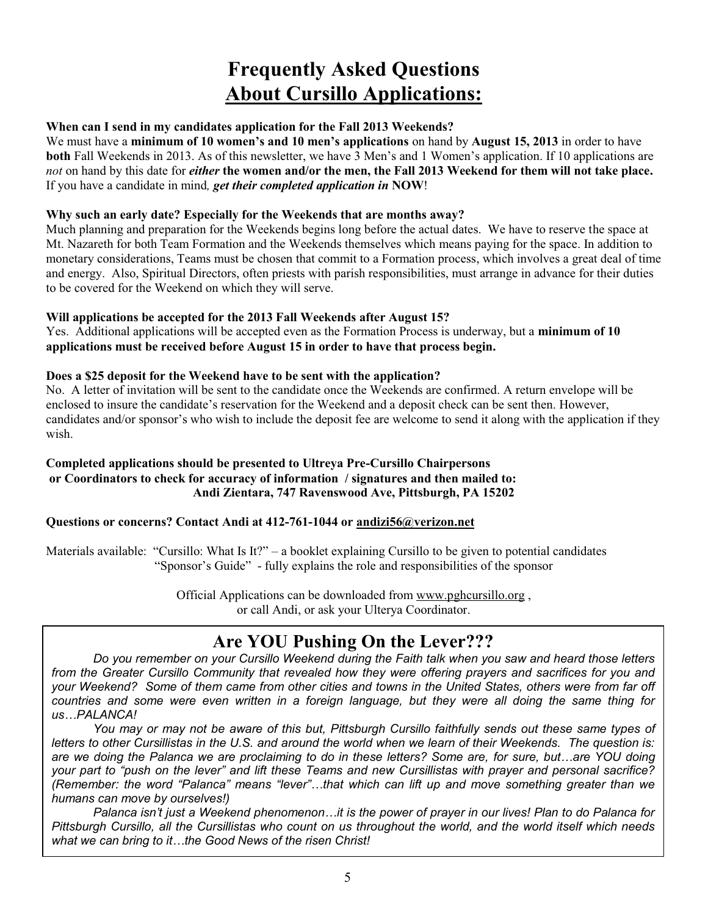# Frequently Asked Questions
# <u>About Cursillo Applications:</u>

**When can I send in my candidates application for the Fall 2013 Weekends?**
We must have a **minimum of 10 women's and 10 men's applications** on hand by **August 15, 2013** in order to have **both** Fall Weekends in 2013. As of this newsletter, we have 3 Men's and 1 Women's application. If 10 applications are *not* on hand by this date for ***either*** **the women and/or the men, the Fall 2013 Weekend for them will not take place.** If you have a candidate in mind*,* ***get their completed application in*** **NOW**!

**Why such an early date? Especially for the Weekends that are months away?**
Much planning and preparation for the Weekends begins long before the actual dates. We have to reserve the space at Mt. Nazareth for both Team Formation and the Weekends themselves which means paying for the space. In addition to monetary considerations, Teams must be chosen that commit to a Formation process, which involves a great deal of time and energy. Also, Spiritual Directors, often priests with parish responsibilities, must arrange in advance for their duties to be covered for the Weekend on which they will serve.

**Will applications be accepted for the 2013 Fall Weekends after August 15?**
Yes. Additional applications will be accepted even as the Formation Process is underway, but a **minimum of 10 applications must be received before August 15 in order to have that process begin.**

**Does a $25 deposit for the Weekend have to be sent with the application?**
No. A letter of invitation will be sent to the candidate once the Weekends are confirmed. A return envelope will be enclosed to insure the candidate's reservation for the Weekend and a deposit check can be sent then. However, candidates and/or sponsor's who wish to include the deposit fee are welcome to send it along with the application if they wish.

**Completed applications should be presented to Ultreya Pre-Cursillo Chairpersons or Coordinators to check for accuracy of information / signatures and then mailed to:**
**Andi Zientara, 747 Ravenswood Ave, Pittsburgh, PA 15202**

**Questions or concerns? Contact Andi at 412-761-1044 or <u>andizi56@verizon.net</u>**

Materials available: "Cursillo: What Is It?" – a booklet explaining Cursillo to be given to potential candidates
"Sponsor's Guide" - fully explains the role and responsibilities of the sponsor

Official Applications can be downloaded from <u>www.pghcursillo.org</u> , or call Andi, or ask your Ulterya Coordinator.

## Are YOU Pushing On the Lever???

*Do you remember on your Cursillo Weekend during the Faith talk when you saw and heard those letters from the Greater Cursillo Community that revealed how they were offering prayers and sacrifices for you and your Weekend? Some of them came from other cities and towns in the United States, others were from far off countries and some were even written in a foreign language, but they were all doing the same thing for us…PALANCA!*

*You may or may not be aware of this but, Pittsburgh Cursillo faithfully sends out these same types of letters to other Cursillistas in the U.S. and around the world when we learn of their Weekends. The question is: are we doing the Palanca we are proclaiming to do in these letters? Some are, for sure, but…are YOU doing your part to "push on the lever" and lift these Teams and new Cursillistas with prayer and personal sacrifice? (Remember: the word "Palanca" means "lever"…that which can lift up and move something greater than we humans can move by ourselves!)*

*Palanca isn't just a Weekend phenomenon…it is the power of prayer in our lives! Plan to do Palanca for Pittsburgh Cursillo, all the Cursillistas who count on us throughout the world, and the world itself which needs what we can bring to it…the Good News of the risen Christ!*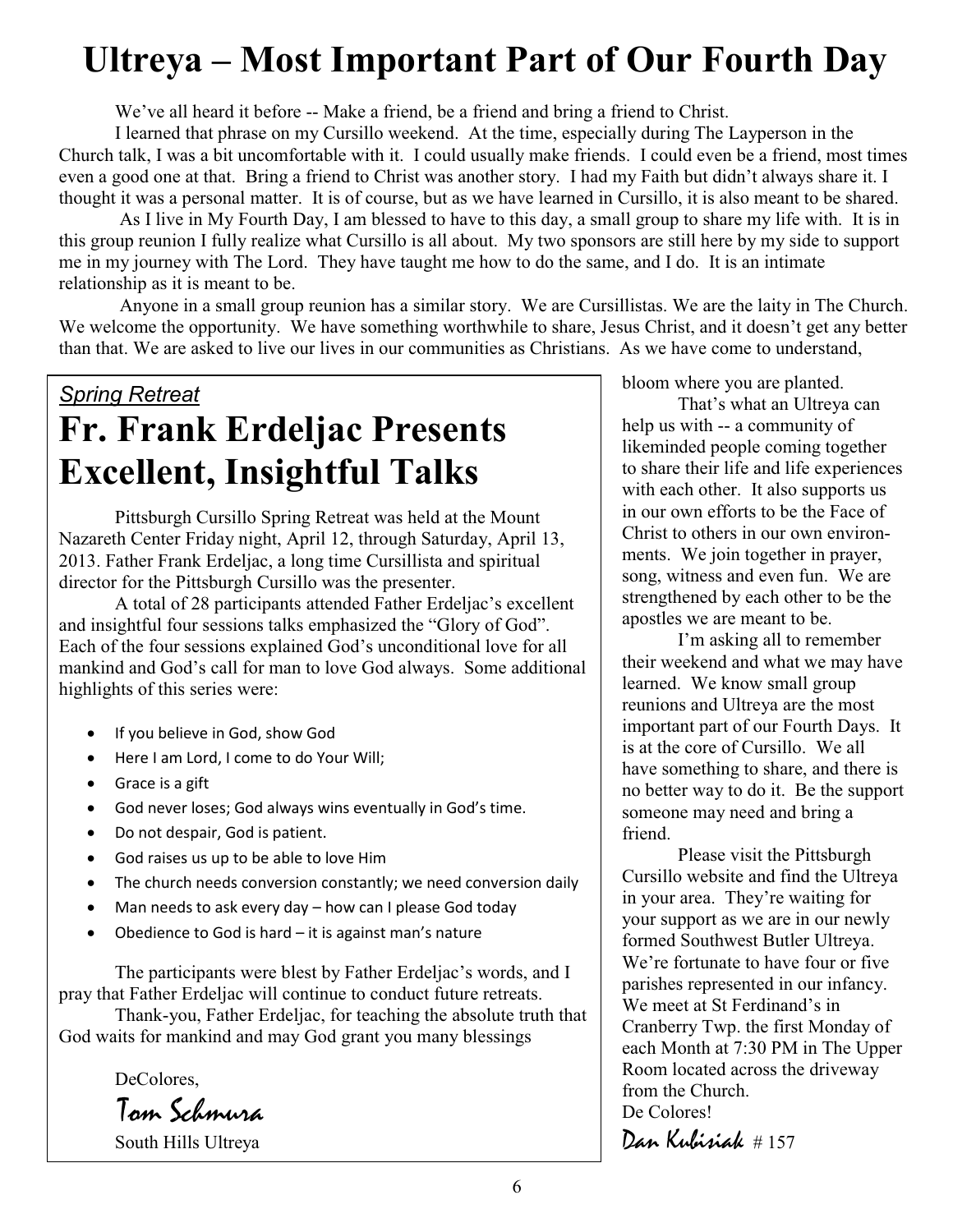# Ultreya – Most Important Part of Our Fourth Day

We've all heard it before -- Make a friend, be a friend and bring a friend to Christ.

I learned that phrase on my Cursillo weekend. At the time, especially during The Layperson in the Church talk, I was a bit uncomfortable with it. I could usually make friends. I could even be a friend, most times even a good one at that. Bring a friend to Christ was another story. I had my Faith but didn't always share it. I thought it was a personal matter. It is of course, but as we have learned in Cursillo, it is also meant to be shared.

As I live in My Fourth Day, I am blessed to have to this day, a small group to share my life with. It is in this group reunion I fully realize what Cursillo is all about. My two sponsors are still here by my side to support me in my journey with The Lord. They have taught me how to do the same, and I do. It is an intimate relationship as it is meant to be.

Anyone in a small group reunion has a similar story. We are Cursillistas. We are the laity in The Church. We welcome the opportunity. We have something worthwhile to share, Jesus Christ, and it doesn't get any better than that. We are asked to live our lives in our communities as Christians. As we have come to understand, bloom where you are planted.

That's what an Ultreya can help us with -- a community of likeminded people coming together to share their life and life experiences with each other. It also supports us in our own efforts to be the Face of Christ to others in our own environments. We join together in prayer, song, witness and even fun. We are strengthened by each other to be the apostles we are meant to be.

I'm asking all to remember their weekend and what we may have learned. We know small group reunions and Ultreya are the most important part of our Fourth Days. It is at the core of Cursillo. We all have something to share, and there is no better way to do it. Be the support someone may need and bring a friend.

Please visit the Pittsburgh Cursillo website and find the Ultreya in your area. They're waiting for your support as we are in our newly formed Southwest Butler Ultreya. We're fortunate to have four or five parishes represented in our infancy. We meet at St Ferdinand's in Cranberry Twp. the first Monday of each Month at 7:30 PM in The Upper Room located across the driveway from the Church.

De Colores!

Dan Kubisiak # 157

*Spring Retreat*

## Fr. Frank Erdeljac Presents Excellent, Insightful Talks

Pittsburgh Cursillo Spring Retreat was held at the Mount Nazareth Center Friday night, April 12, through Saturday, April 13, 2013. Father Frank Erdeljac, a long time Cursillista and spiritual director for the Pittsburgh Cursillo was the presenter.

A total of 28 participants attended Father Erdeljac's excellent and insightful four sessions talks emphasized the "Glory of God". Each of the four sessions explained God's unconditional love for all mankind and God's call for man to love God always. Some additional highlights of this series were:

- If you believe in God, show God
- Here I am Lord, I come to do Your Will;
- Grace is a gift
- God never loses; God always wins eventually in God's time.
- Do not despair, God is patient.
- God raises us up to be able to love Him
- The church needs conversion constantly; we need conversion daily
- Man needs to ask every day – how can I please God today
- Obedience to God is hard – it is against man's nature

The participants were blest by Father Erdeljac's words, and I pray that Father Erdeljac will continue to conduct future retreats.

Thank-you, Father Erdeljac, for teaching the absolute truth that God waits for mankind and may God grant you many blessings

DeColores,

Tom Schmura

South Hills Ultreya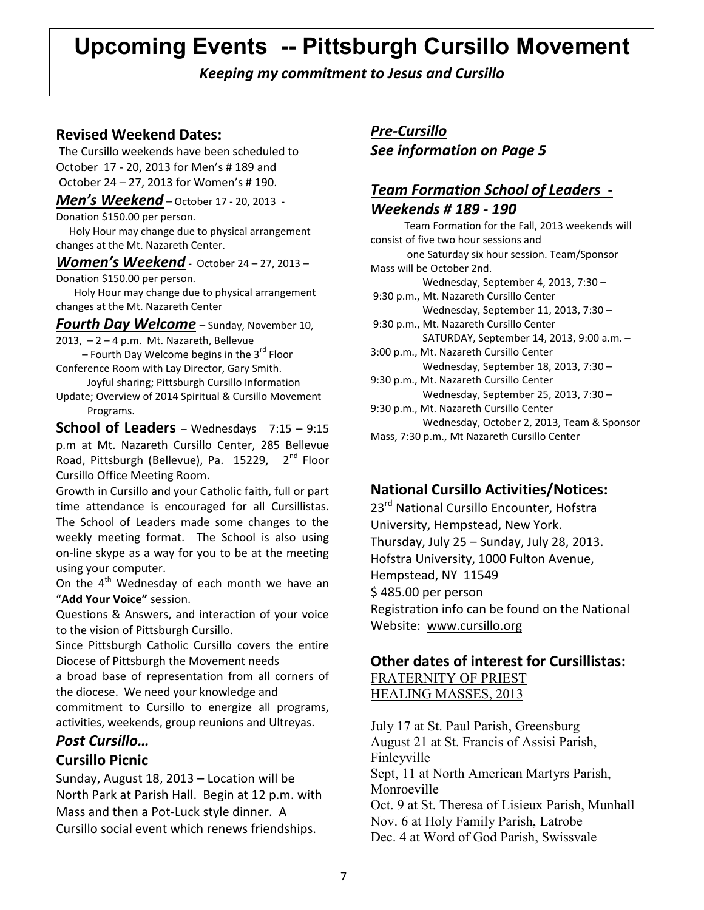# Upcoming Events -- Pittsburgh Cursillo Movement

*Keeping my commitment to Jesus and Cursillo*

## Revised Weekend Dates:

The Cursillo weekends have been scheduled to October 17 - 20, 2013 for Men's # 189 and October 24 – 27, 2013 for Women's # 190.

***Men's Weekend*** – October 17 - 20, 2013 - Donation $150.00 per person.

Holy Hour may change due to physical arrangement changes at the Mt. Nazareth Center.

***Women's Weekend*** - October 24 – 27, 2013 – Donation $150.00 per person.

Holy Hour may change due to physical arrangement changes at the Mt. Nazareth Center

***Fourth Day Welcome*** – Sunday, November 10, 2013, – 2 – 4 p.m. Mt. Nazareth, Bellevue

– Fourth Day Welcome begins in the 3rd Floor Conference Room with Lay Director, Gary Smith.

Joyful sharing; Pittsburgh Cursillo Information Update; Overview of 2014 Spiritual & Cursillo Movement Programs.

**School of Leaders** – Wednesdays 7:15 – 9:15 p.m at Mt. Nazareth Cursillo Center, 285 Bellevue Road, Pittsburgh (Bellevue), Pa. 15229, 2nd Floor Cursillo Office Meeting Room.

Growth in Cursillo and your Catholic faith, full or part time attendance is encouraged for all Cursillistas. The School of Leaders made some changes to the weekly meeting format. The School is also using on-line skype as a way for you to be at the meeting using your computer.

On the 4th Wednesday of each month we have an "**Add Your Voice"** session.

Questions & Answers, and interaction of your voice to the vision of Pittsburgh Cursillo.

Since Pittsburgh Catholic Cursillo covers the entire Diocese of Pittsburgh the Movement needs a broad base of representation from all corners of the diocese. We need your knowledge and commitment to Cursillo to energize all programs, activities, weekends, group reunions and Ultreyas.

### *Post Cursillo…*

### Cursillo Picnic

Sunday, August 18, 2013 – Location will be North Park at Parish Hall. Begin at 12 p.m. with Mass and then a Pot-Luck style dinner. A Cursillo social event which renews friendships.

## *Pre-Cursillo*
## *See information on Page 5*

## *Team Formation School of Leaders - Weekends # 189 - 190*

Team Formation for the Fall, 2013 weekends will consist of five two hour sessions and one Saturday six hour session. Team/Sponsor Mass will be October 2nd.

Wednesday, September 4, 2013, 7:30 – 9:30 p.m., Mt. Nazareth Cursillo Center

Wednesday, September 11, 2013, 7:30 – 9:30 p.m., Mt. Nazareth Cursillo Center

SATURDAY, September 14, 2013, 9:00 a.m. – 3:00 p.m., Mt. Nazareth Cursillo Center

Wednesday, September 18, 2013, 7:30 – 9:30 p.m., Mt. Nazareth Cursillo Center

Wednesday, September 25, 2013, 7:30 – 9:30 p.m., Mt. Nazareth Cursillo Center

Wednesday, October 2, 2013, Team & Sponsor Mass, 7:30 p.m., Mt Nazareth Cursillo Center

## National Cursillo Activities/Notices:

23rd National Cursillo Encounter, Hofstra University, Hempstead, New York.
Thursday, July 25 – Sunday, July 28, 2013.
Hofstra University, 1000 Fulton Avenue, Hempstead, NY 11549
$ 485.00 per person
Registration info can be found on the National Website: www.cursillo.org

## Other dates of interest for Cursillistas:

FRATERNITY OF PRIEST HEALING MASSES, 2013

July 17 at St. Paul Parish, Greensburg
August 21 at St. Francis of Assisi Parish, Finleyville
Sept, 11 at North American Martyrs Parish, Monroeville
Oct. 9 at St. Theresa of Lisieux Parish, Munhall
Nov. 6 at Holy Family Parish, Latrobe
Dec. 4 at Word of God Parish, Swissvale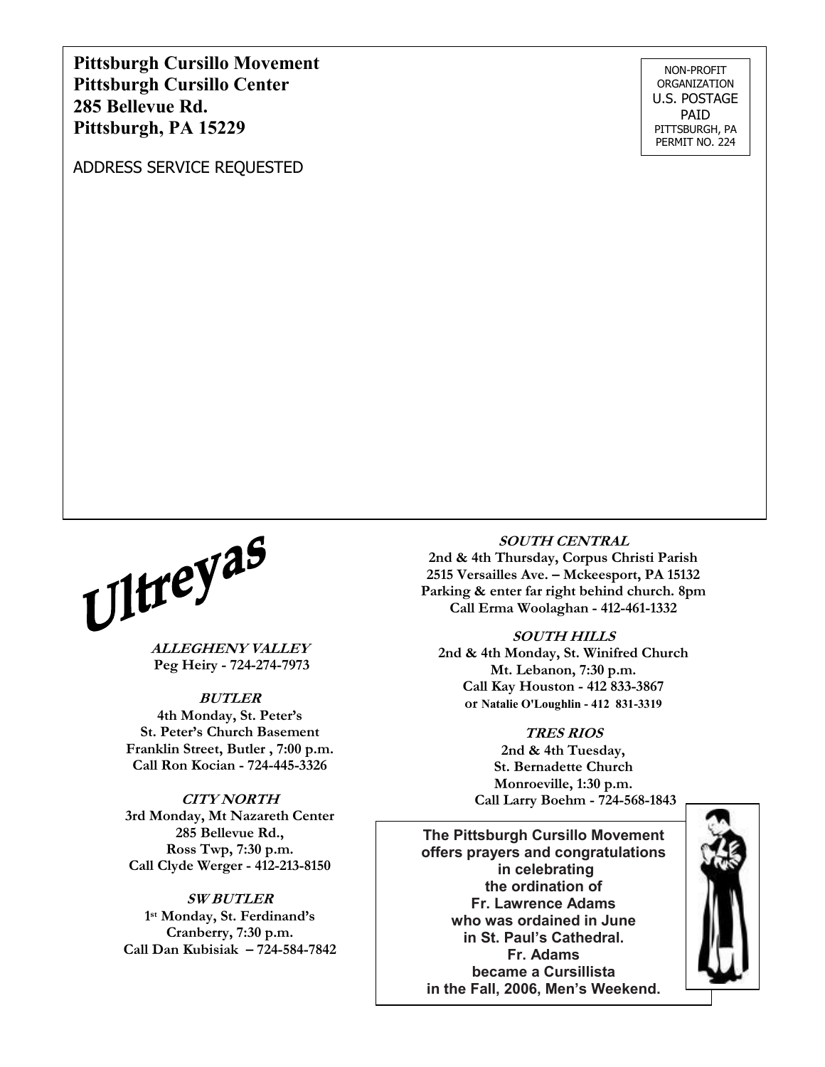**Pittsburgh Cursillo Movement**
**Pittsburgh Cursillo Center**
**285 Bellevue Rd.**
**Pittsburgh, PA 15229**

ADDRESS SERVICE REQUESTED

NON-PROFIT
ORGANIZATION
U.S. POSTAGE
PAID
PITTSBURGH, PA
PERMIT NO. 224

# Ultreyas

***ALLEGHENY VALLEY***
**Peg Heiry - 724-274-7973**

***BUTLER***
**4th Monday, St. Peter's**
**St. Peter's Church Basement**
**Franklin Street, Butler , 7:00 p.m.**
**Call Ron Kocian - 724-445-3326**

***CITY NORTH***
**3rd Monday, Mt Nazareth Center**
**285 Bellevue Rd.,**
**Ross Twp, 7:30 p.m.**
**Call Clyde Werger - 412-213-8150**

***SW BUTLER***
**1st Monday, St. Ferdinand's**
**Cranberry, 7:30 p.m.**
**Call Dan Kubisiak – 724-584-7842**

***SOUTH CENTRAL***
**2nd & 4th Thursday, Corpus Christi Parish**
**2515 Versailles Ave. – Mckeesport, PA 15132**
**Parking & enter far right behind church. 8pm**
**Call Erma Woolaghan - 412-461-1332**

***SOUTH HILLS***
**2nd & 4th Monday, St. Winifred Church**
**Mt. Lebanon, 7:30 p.m.**
**Call Kay Houston - 412 833-3867**
**or Natalie O'Loughlin - 412 831-3319**

***TRES RIOS***
**2nd & 4th Tuesday,**
**St. Bernadette Church**
**Monroeville, 1:30 p.m.**
**Call Larry Boehm - 724-568-1843**

**The Pittsburgh Cursillo Movement offers prayers and congratulations in celebrating the ordination of Fr. Lawrence Adams who was ordained in June in St. Paul's Cathedral. Fr. Adams became a Cursillista in the Fall, 2006, Men's Weekend.**